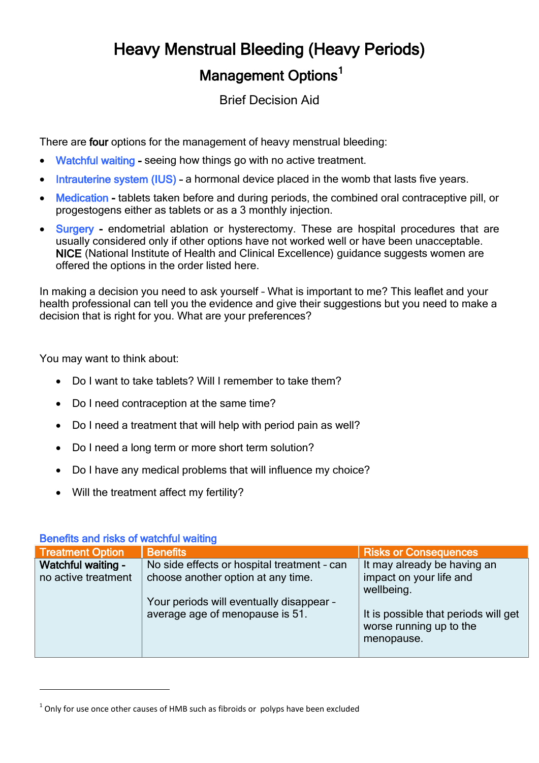# Heavy Menstrual Bleeding (Heavy Periods)

## Management Options[1]

Brief Decision Aid

There are **four** options for the management of heavy menstrual bleeding:

- Watchful waiting **-** seeing how things go with no active treatment.
- Intrauterine system (IUS) – a hormonal device placed in the womb that lasts five years.
- Medication **-** tablets taken before and during periods, the combined oral contraceptive pill, or progestogens either as tablets or as a 3 monthly injection.
- Surgery **-** endometrial ablation or hysterectomy. These are hospital procedures that are usually considered only if other options have not worked well or have been unacceptable. **NICE** (National Institute of Health and Clinical Excellence) guidance suggests women are offered the options in the order listed here.

In making a decision you need to ask yourself – What is important to me? This leaflet and your health professional can tell you the evidence and give their suggestions but you need to make a decision that is right for you. What are your preferences?

You may want to think about:

- Do I want to take tablets? Will I remember to take them?
- Do I need contraception at the same time?
- Do I need a treatment that will help with period pain as well?
- Do I need a long term or more short term solution?
- Do I have any medical problems that will influence my choice?
- Will the treatment affect my fertility?

### Benefits and risks of watchful waiting

| Treatment Option | Benefits | Risks or Consequences |
|---|---|---|
| **Watchful waiting -** no active treatment | No side effects or hospital treatment - can choose another option at any time.<br><br>Your periods will eventually disappear – average age of menopause is 51. | It may already be having an impact on your life and wellbeing.<br><br>It is possible that periods will get worse running up to the menopause. |

[1] Only for use once other causes of HMB such as fibroids or polyps have been excluded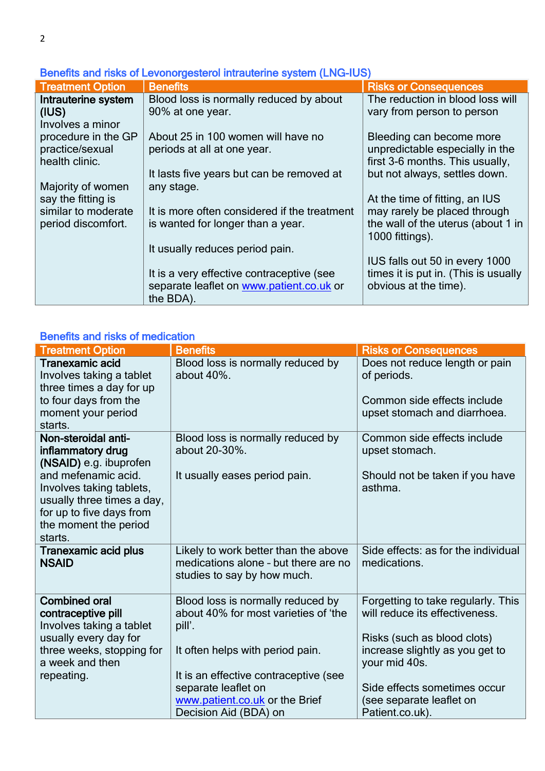### Benefits and risks of Levonorgesterol intrauterine system (LNG-IUS)

| Treatment Option | Benefits | Risks or Consequences |
|---|---|---|
| **Intrauterine system (IUS)**<br>Involves a minor procedure in the GP practice/sexual health clinic.<br><br>Majority of women say the fitting is similar to moderate period discomfort. | Blood loss is normally reduced by about 90% at one year.<br><br>About 25 in 100 women will have no periods at all at one year.<br><br>It lasts five years but can be removed at any stage.<br><br>It is more often considered if the treatment is wanted for longer than a year.<br><br>It usually reduces period pain.<br><br>It is a very effective contraceptive (see separate leaflet on www.patient.co.uk or the BDA). | The reduction in blood loss will vary from person to person<br><br>Bleeding can become more unpredictable especially in the first 3-6 months. This usually, but not always, settles down.<br><br>At the time of fitting, an IUS may rarely be placed through the wall of the uterus (about 1 in 1000 fittings).<br><br>IUS falls out 50 in every 1000 times it is put in. (This is usually obvious at the time). |

### Benefits and risks of medication

| Treatment Option | Benefits | Risks or Consequences |
|---|---|---|
| **Tranexamic acid**<br>Involves taking a tablet three times a day for up to four days from the moment your period starts. | Blood loss is normally reduced by about 40%. | Does not reduce length or pain of periods.<br><br>Common side effects include upset stomach and diarrhoea. |
| **Non-steroidal anti-inflammatory drug (NSAID)** e.g. ibuprofen and mefenamic acid. Involves taking tablets, usually three times a day, for up to five days from the moment the period starts. | Blood loss is normally reduced by about 20-30%.<br><br>It usually eases period pain. | Common side effects include upset stomach.<br><br>Should not be taken if you have asthma. |
| **Tranexamic acid plus NSAID** | Likely to work better than the above medications alone – but there are no studies to say by how much. | Side effects: as for the individual medications. |
| **Combined oral contraceptive pill**<br>Involves taking a tablet usually every day for three weeks, stopping for a week and then repeating. | Blood loss is normally reduced by about 40% for most varieties of 'the pill'.<br><br>It often helps with period pain.<br><br>It is an effective contraceptive (see separate leaflet on www.patient.co.uk or the Brief Decision Aid (BDA) on | Forgetting to take regularly. This will reduce its effectiveness.<br><br>Risks (such as blood clots) increase slightly as you get to your mid 40s.<br><br>Side effects sometimes occur (see separate leaflet on Patient.co.uk). |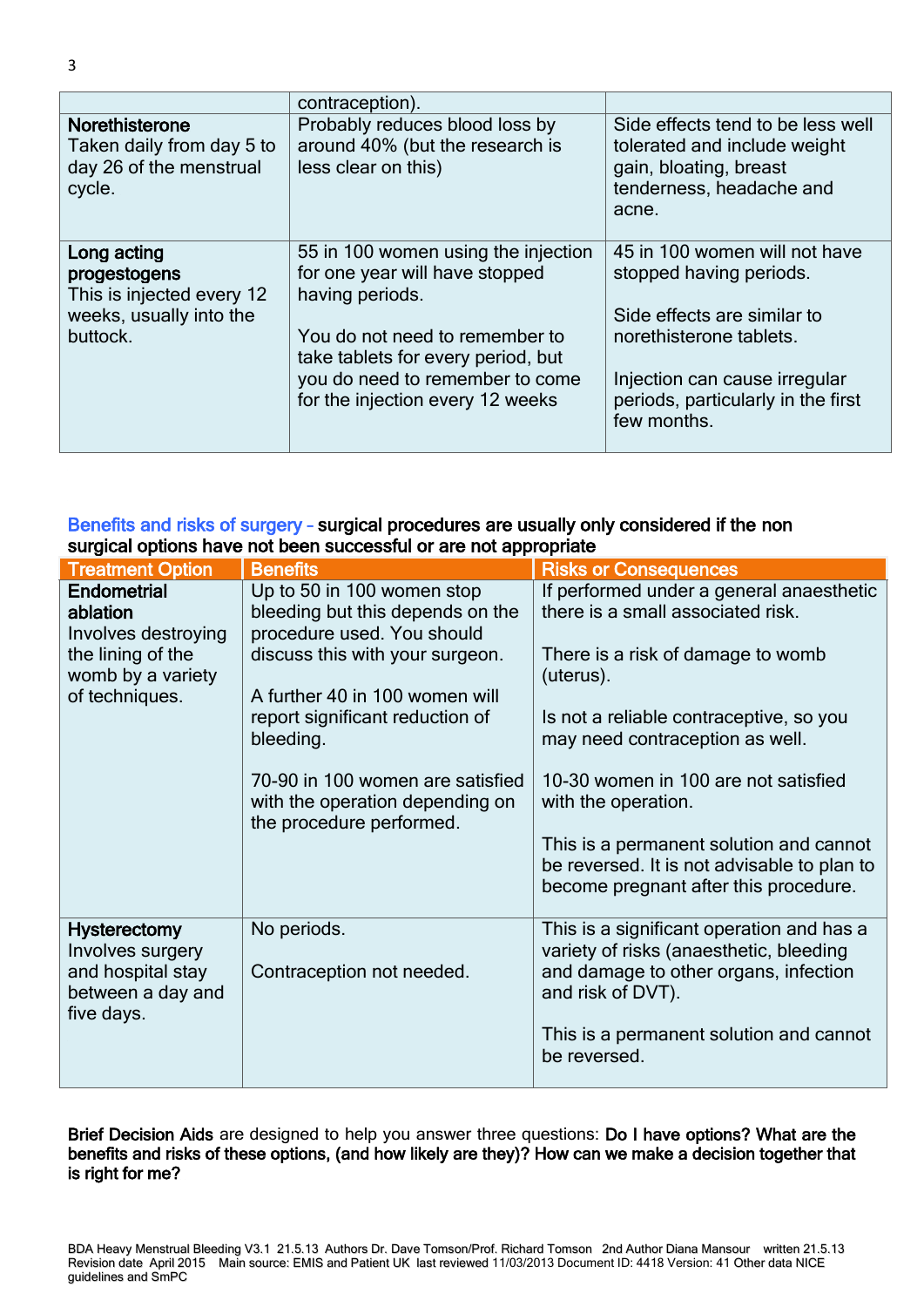| | | |
|---|---|---|
| | contraception). | |
| **Norethisterone** Taken daily from day 5 to day 26 of the menstrual cycle. | Probably reduces blood loss by around 40% (but the research is less clear on this) | Side effects tend to be less well tolerated and include weight gain, bloating, breast tenderness, headache and acne. |
| **Long acting progestogens** This is injected every 12 weeks, usually into the buttock. | 55 in 100 women using the injection for one year will have stopped having periods.<br><br>You do not need to remember to take tablets for every period, but you do need to remember to come for the injection every 12 weeks | 45 in 100 women will not have stopped having periods.<br><br>Side effects are similar to norethisterone tablets.<br><br>Injection can cause irregular periods, particularly in the first few months. |

**Benefits and risks of surgery – surgical procedures are usually only considered if the non surgical options have not been successful or are not appropriate**

| Treatment Option | Benefits | Risks or Consequences |
|---|---|---|
| **Endometrial ablation** Involves destroying the lining of the womb by a variety of techniques. | Up to 50 in 100 women stop bleeding but this depends on the procedure used. You should discuss this with your surgeon.<br><br>A further 40 in 100 women will report significant reduction of bleeding.<br><br>70-90 in 100 women are satisfied with the operation depending on the procedure performed. | If performed under a general anaesthetic there is a small associated risk.<br><br>There is a risk of damage to womb (uterus).<br><br>Is not a reliable contraceptive, so you may need contraception as well.<br><br>10-30 women in 100 are not satisfied with the operation.<br><br>This is a permanent solution and cannot be reversed. It is not advisable to plan to become pregnant after this procedure. |
| **Hysterectomy** Involves surgery and hospital stay between a day and five days. | No periods.<br><br>Contraception not needed. | This is a significant operation and has a variety of risks (anaesthetic, bleeding and damage to other organs, infection and risk of DVT).<br><br>This is a permanent solution and cannot be reversed. |

**Brief Decision Aids** are designed to help you answer three questions: **Do I have options? What are the benefits and risks of these options, (and how likely are they)? How can we make a decision together that is right for me?**

BDA Heavy Menstrual Bleeding V3.1 21.5.13 Authors Dr. Dave Tomson/Prof. Richard Tomson 2nd Author Diana Mansour written 21.5.13 Revision date April 2015 Main source: EMIS and Patient UK last reviewed 11/03/2013 Document ID: 4418 Version: 41 Other data NICE guidelines and SmPC